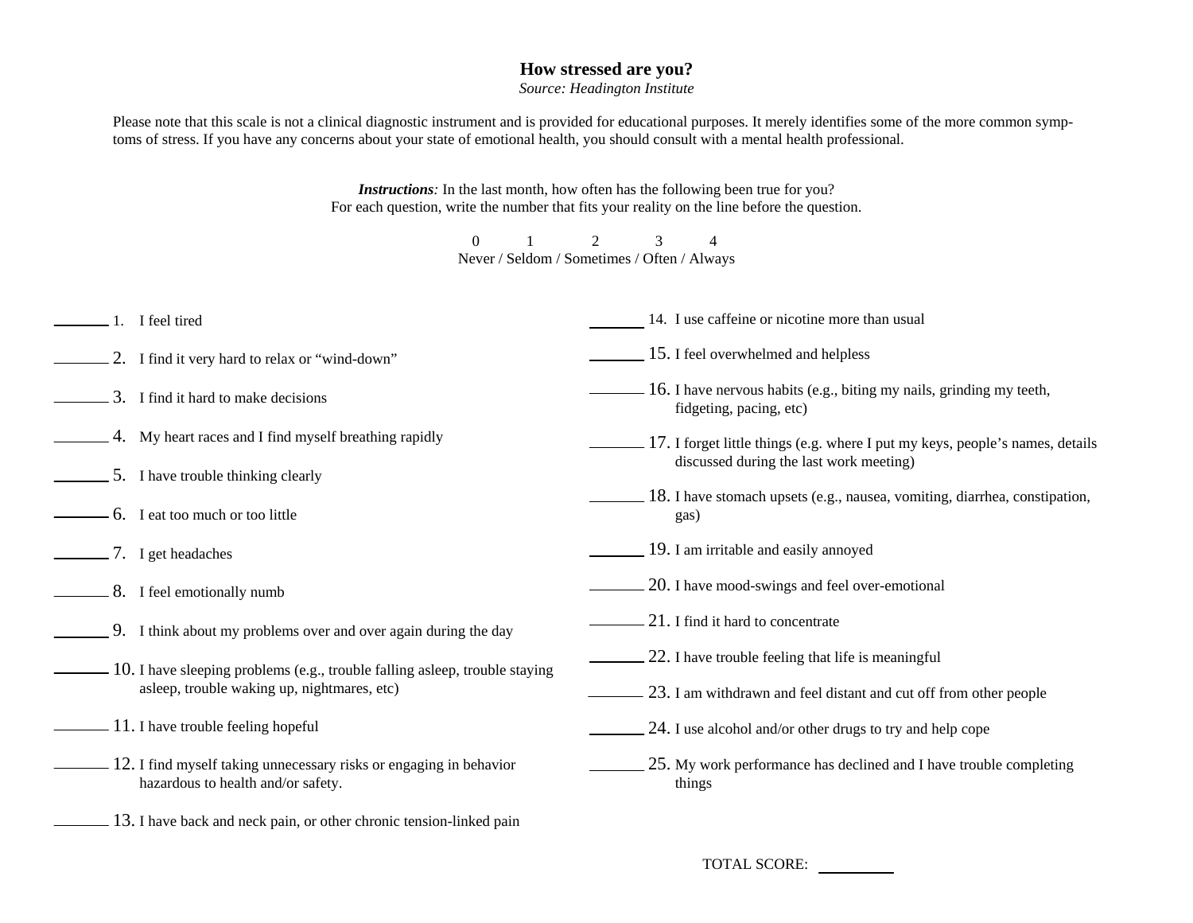# How stressed are you?

*Source: Headington Institute*

Please note that this scale is not a clinical diagnostic instrument and is provided for educational purposes. It merely identifies some of the more common symptoms of stress. If you have any concerns about your state of emotional health, you should consult with a mental health professional.

***Instructions**:* In the last month, how often has the following been true for you?
For each question, write the number that fits your reality on the line before the question.

| 0 | 1 | 2 | 3 | 4 |
|---|---|---|---|---|
| Never | Seldom | Sometimes | Often | Always |

_______ 1. I feel tired

_______ 2. I find it very hard to relax or "wind-down"

_______ 3. I find it hard to make decisions

_______ 4. My heart races and I find myself breathing rapidly

_______ 5. I have trouble thinking clearly

_______ 6. I eat too much or too little

_______ 7. I get headaches

_______ 8. I feel emotionally numb

_______ 9. I think about my problems over and over again during the day

_______ 10. I have sleeping problems (e.g., trouble falling asleep, trouble staying asleep, trouble waking up, nightmares, etc)

_______ 11. I have trouble feeling hopeful

_______ 12. I find myself taking unnecessary risks or engaging in behavior hazardous to health and/or safety.

_______ 13. I have back and neck pain, or other chronic tension-linked pain

_______ 14. I use caffeine or nicotine more than usual

_______ 15. I feel overwhelmed and helpless

_______ 16. I have nervous habits (e.g., biting my nails, grinding my teeth, fidgeting, pacing, etc)

_______ 17. I forget little things (e.g. where I put my keys, people's names, details discussed during the last work meeting)

_______ 18. I have stomach upsets (e.g., nausea, vomiting, diarrhea, constipation, gas)

_______ 19. I am irritable and easily annoyed

_______ 20. I have mood-swings and feel over-emotional

_______ 21. I find it hard to concentrate

_______ 22. I have trouble feeling that life is meaningful

_______ 23. I am withdrawn and feel distant and cut off from other people

_______ 24. I use alcohol and/or other drugs to try and help cope

_______ 25. My work performance has declined and I have trouble completing things

TOTAL SCORE: _________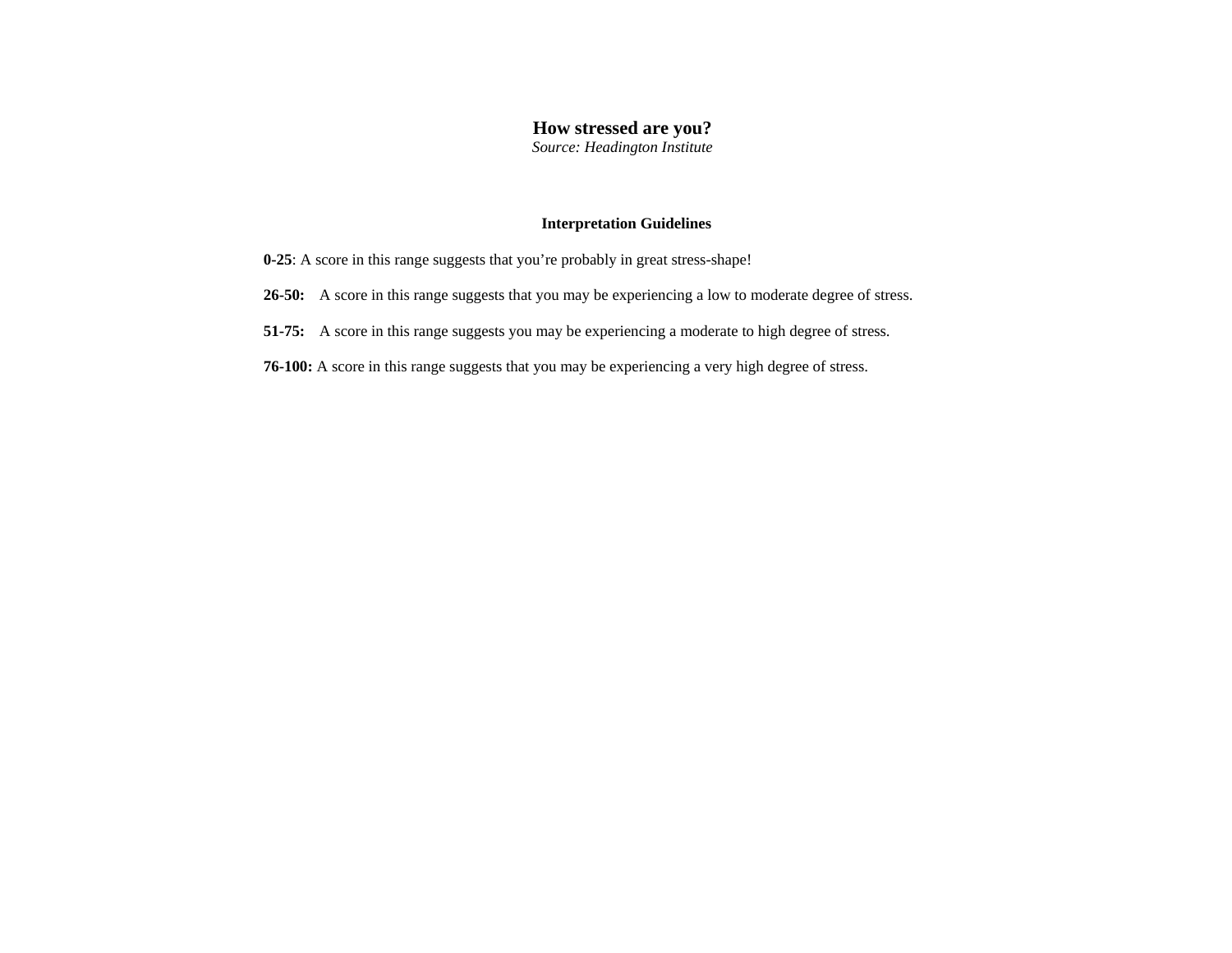# How stressed are you?

*Source: Headington Institute*

## Interpretation Guidelines

**0-25**: A score in this range suggests that you're probably in great stress-shape!

**26-50:** A score in this range suggests that you may be experiencing a low to moderate degree of stress.

**51-75:** A score in this range suggests you may be experiencing a moderate to high degree of stress.

**76-100:** A score in this range suggests that you may be experiencing a very high degree of stress.